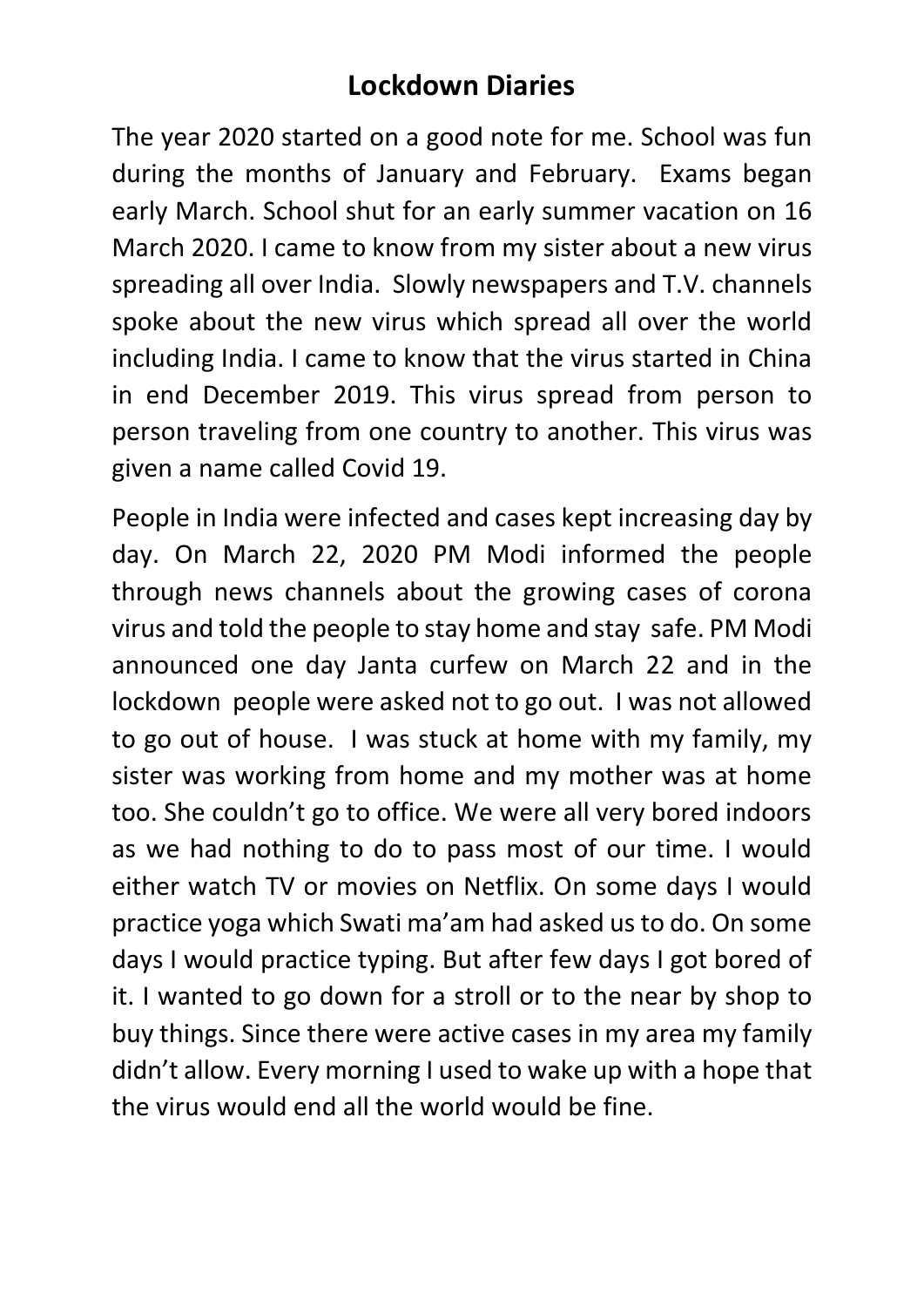# Lockdown Diaries

The year 2020 started on a good note for me. School was fun during the months of January and February. Exams began early March. School shut for an early summer vacation on 16 March 2020. I came to know from my sister about a new virus spreading all over India. Slowly newspapers and T.V. channels spoke about the new virus which spread all over the world including India. I came to know that the virus started in China in end December 2019. This virus spread from person to person traveling from one country to another. This virus was given a name called Covid 19.

People in India were infected and cases kept increasing day by day. On March 22, 2020 PM Modi informed the people through news channels about the growing cases of corona virus and told the people to stay home and stay safe. PM Modi announced one day Janta curfew on March 22 and in the lockdown people were asked not to go out. I was not allowed to go out of house. I was stuck at home with my family, my sister was working from home and my mother was at home too. She couldn't go to office. We were all very bored indoors as we had nothing to do to pass most of our time. I would either watch TV or movies on Netflix. On some days I would practice yoga which Swati ma'am had asked us to do. On some days I would practice typing. But after few days I got bored of it. I wanted to go down for a stroll or to the near by shop to buy things. Since there were active cases in my area my family didn't allow. Every morning I used to wake up with a hope that the virus would end all the world would be fine.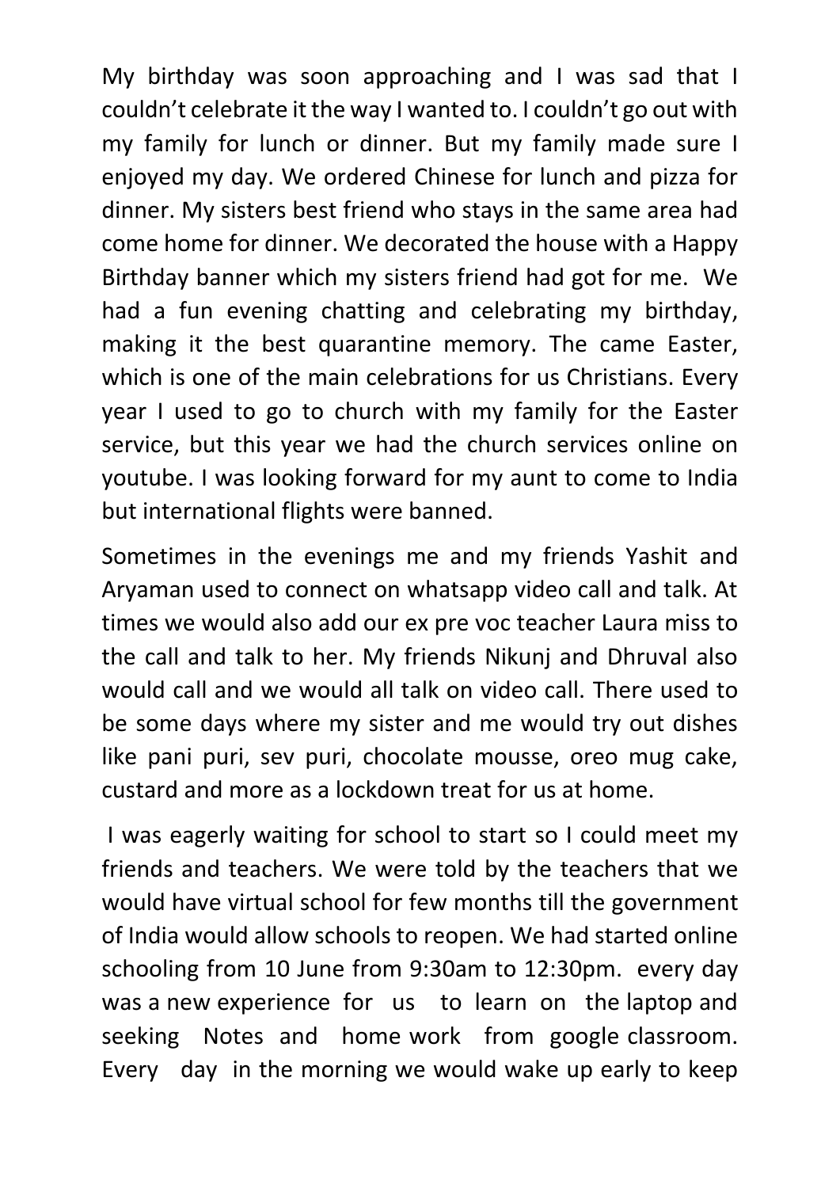My birthday was soon approaching and I was sad that I couldn't celebrate it the way I wanted to. I couldn't go out with my family for lunch or dinner. But my family made sure I enjoyed my day. We ordered Chinese for lunch and pizza for dinner. My sisters best friend who stays in the same area had come home for dinner. We decorated the house with a Happy Birthday banner which my sisters friend had got for me. We had a fun evening chatting and celebrating my birthday, making it the best quarantine memory. The came Easter, which is one of the main celebrations for us Christians. Every year I used to go to church with my family for the Easter service, but this year we had the church services online on youtube. I was looking forward for my aunt to come to India but international flights were banned.

Sometimes in the evenings me and my friends Yashit and Aryaman used to connect on whatsapp video call and talk. At times we would also add our ex pre voc teacher Laura miss to the call and talk to her. My friends Nikunj and Dhruval also would call and we would all talk on video call. There used to be some days where my sister and me would try out dishes like pani puri, sev puri, chocolate mousse, oreo mug cake, custard and more as a lockdown treat for us at home.

I was eagerly waiting for school to start so I could meet my friends and teachers. We were told by the teachers that we would have virtual school for few months till the government of India would allow schools to reopen. We had started online schooling from 10 June from 9:30am to 12:30pm. every day was a new experience for us to learn on the laptop and seeking Notes and home work from google classroom. Every day in the morning we would wake up early to keep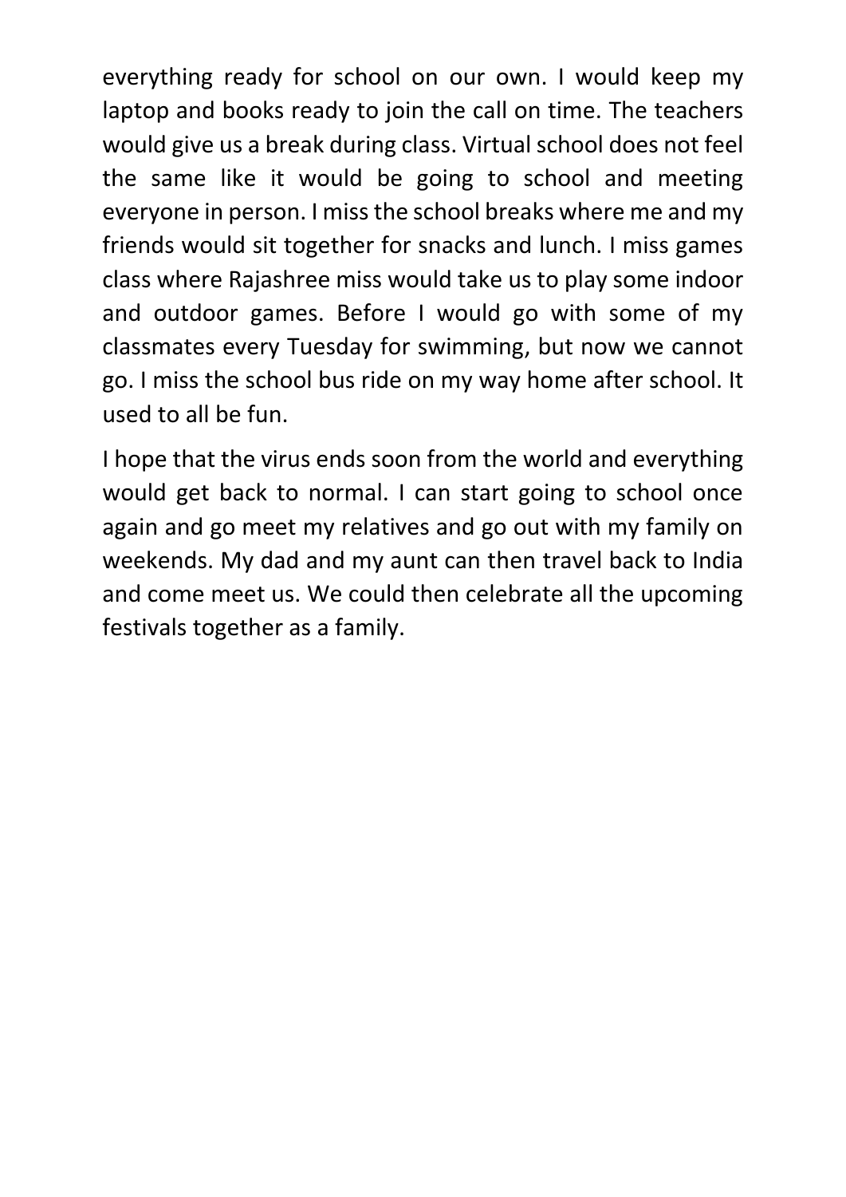everything ready for school on our own. I would keep my laptop and books ready to join the call on time. The teachers would give us a break during class. Virtual school does not feel the same like it would be going to school and meeting everyone in person. I miss the school breaks where me and my friends would sit together for snacks and lunch. I miss games class where Rajashree miss would take us to play some indoor and outdoor games. Before I would go with some of my classmates every Tuesday for swimming, but now we cannot go. I miss the school bus ride on my way home after school. It used to all be fun.

I hope that the virus ends soon from the world and everything would get back to normal. I can start going to school once again and go meet my relatives and go out with my family on weekends. My dad and my aunt can then travel back to India and come meet us. We could then celebrate all the upcoming festivals together as a family.